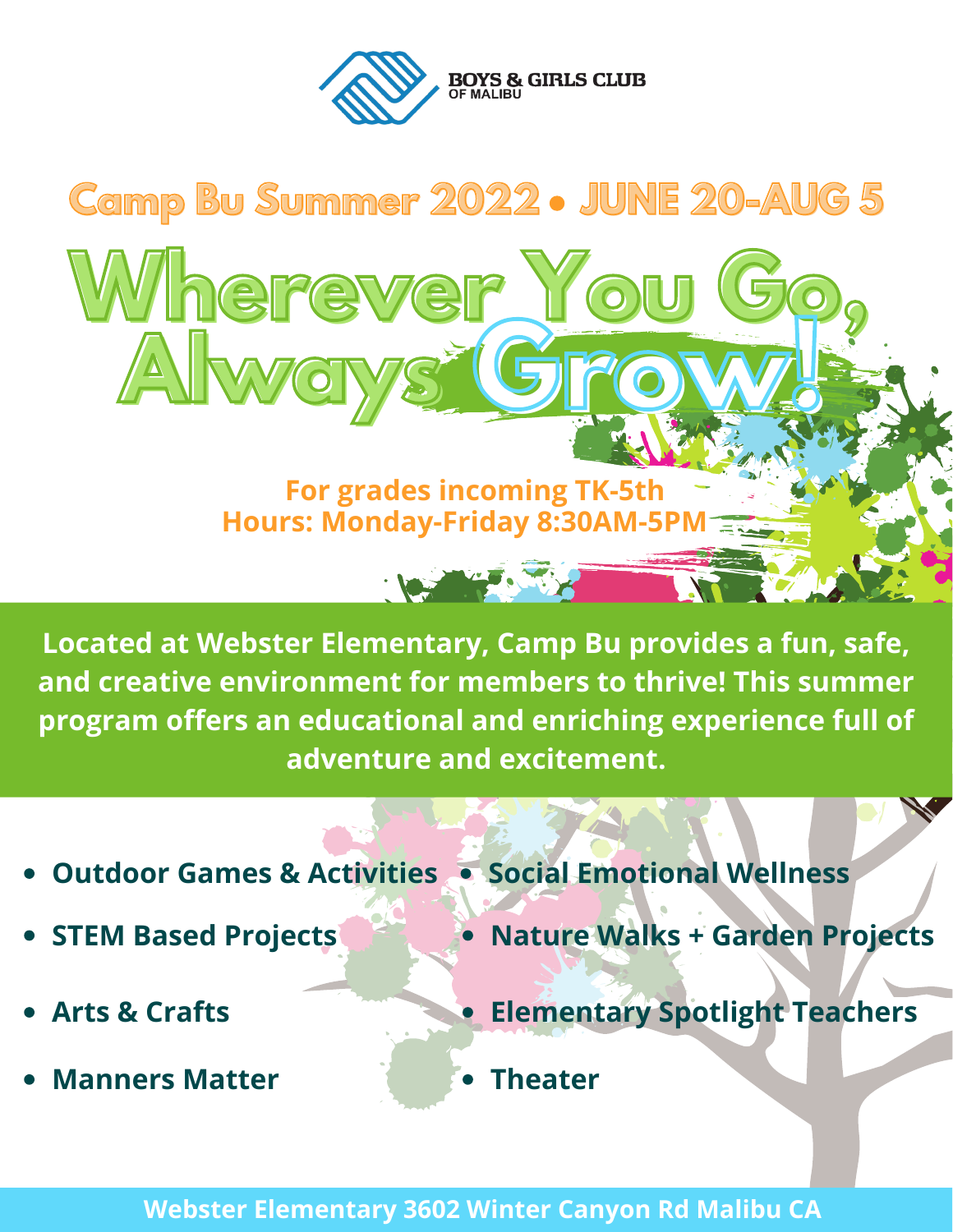BOYS & GIRLS CLUB
OF MALIBU

## Camp Bu Summer 2022 • JUNE 20-AUG 5

# Wherever You Go, Always Grow!

**For grades incoming TK-5th**
**Hours: Monday-Friday 8:30AM-5PM**

**Located at Webster Elementary, Camp Bu provides a fun, safe, and creative environment for members to thrive! This summer program offers an educational and enriching experience full of adventure and excitement.**

- **Outdoor Games & Activities**
- **STEM Based Projects**
- **Arts & Crafts**
- **Manners Matter**
- **Social Emotional Wellness**
- **Nature Walks + Garden Projects**
- **Elementary Spotlight Teachers**
- **Theater**

**Webster Elementary 3602 Winter Canyon Rd Malibu CA**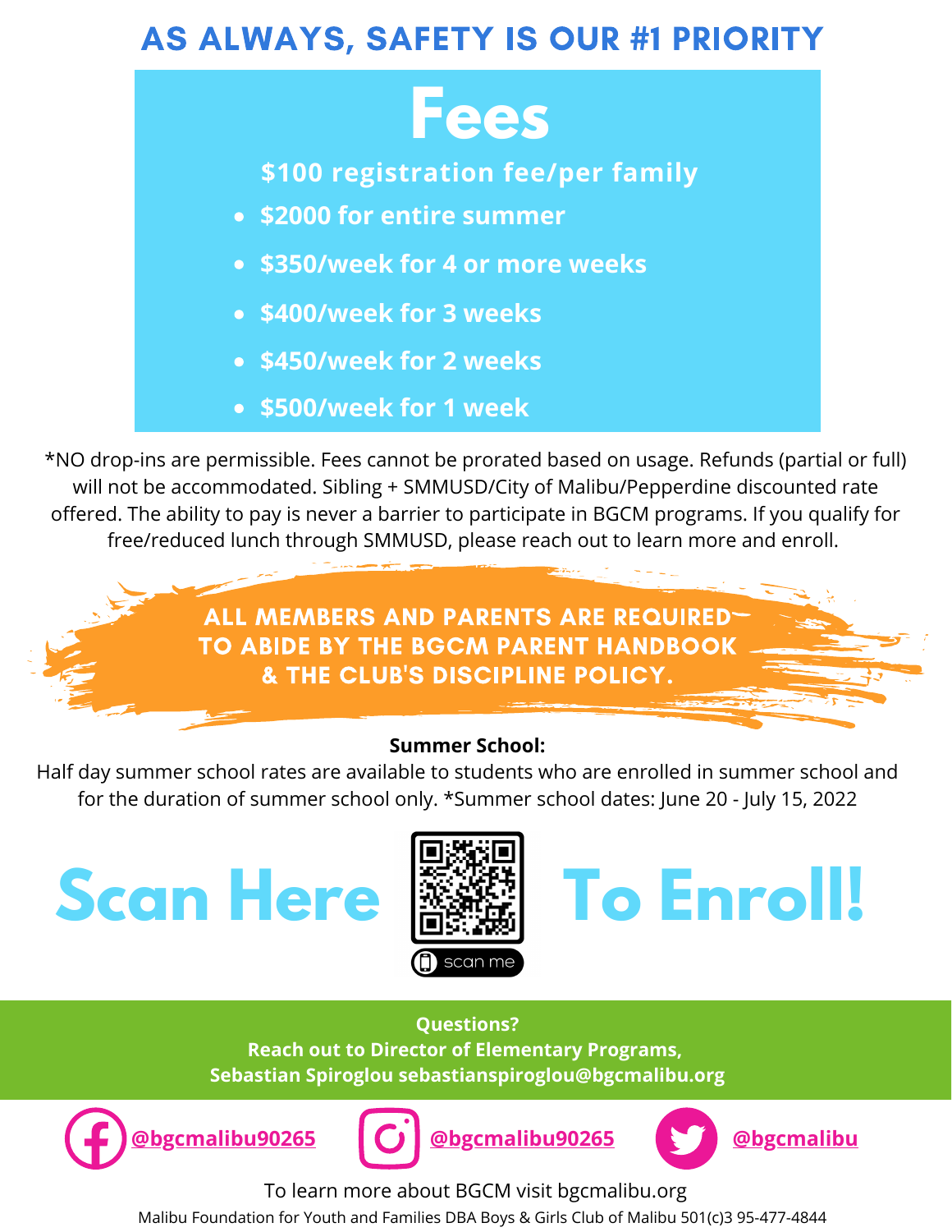## AS ALWAYS, SAFETY IS OUR #1 PRIORITY

# Fees

**$100 registration fee/per family**

- **$2000 for entire summer**
- **$350/week for 4 or more weeks**
- **$400/week for 3 weeks**
- **$450/week for 2 weeks**
- **$500/week for 1 week**

*NO drop-ins are permissible. Fees cannot be prorated based on usage. Refunds (partial or full) will not be accommodated. Sibling + SMMUSD/City of Malibu/Pepperdine discounted rate offered. The ability to pay is never a barrier to participate in BGCM programs. If you qualify for free/reduced lunch through SMMUSD, please reach out to learn more and enroll.

**ALL MEMBERS AND PARENTS ARE REQUIRED TO ABIDE BY THE BGCM PARENT HANDBOOK & THE CLUB'S DISCIPLINE POLICY.**

**Summer School:**
Half day summer school rates are available to students who are enrolled in summer school and for the duration of summer school only. *Summer school dates: June 20 - July 15, 2022

## Scan Here To Enroll!

scan me

**Questions?**
**Reach out to Director of Elementary Programs,**
**Sebastian Spiroglou sebastianspiroglou@bgcmalibu.org**

@bgcmalibu90265 @bgcmalibu90265 @bgcmalibu

To learn more about BGCM visit bgcmalibu.org

Malibu Foundation for Youth and Families DBA Boys & Girls Club of Malibu 501(c)3 95-477-4844